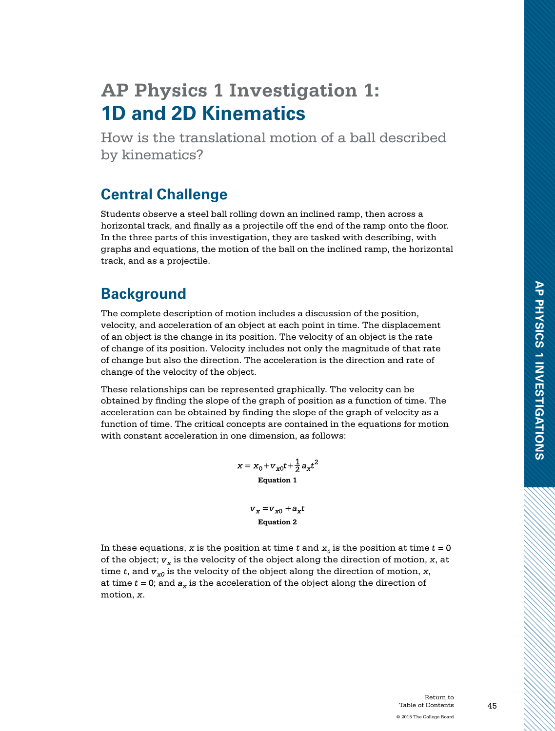# AP Physics 1 Investigation 1: 1D and 2D Kinematics

How is the translational motion of a ball described by kinematics?

## Central Challenge

Students observe a steel ball rolling down an inclined ramp, then across a horizontal track, and finally as a projectile off the end of the ramp onto the floor. In the three parts of this investigation, they are tasked with describing, with graphs and equations, the motion of the ball on the inclined ramp, the horizontal track, and as a projectile.

## Background

The complete description of motion includes a discussion of the position, velocity, and acceleration of an object at each point in time. The displacement of an object is the change in its position. The velocity of an object is the rate of change of its position. Velocity includes not only the magnitude of that rate of change but also the direction. The acceleration is the direction and rate of change of the velocity of the object.

These relationships can be represented graphically. The velocity can be obtained by finding the slope of the graph of position as a function of time. The acceleration can be obtained by finding the slope of the graph of velocity as a function of time. The critical concepts are contained in the equations for motion with constant acceleration in one dimension, as follows:

$$x = x_0 + v_{x0}t + \frac{1}{2}a_x t^2$$

**Equation 1**

$$v_x = v_{x0} + a_x t$$

**Equation 2**

In these equations, $x$ is the position at time $t$ and $x_0$ is the position at time $t = 0$ of the object; $v_x$ is the velocity of the object along the direction of motion, $x$, at time $t$, and $v_{x0}$ is the velocity of the object along the direction of motion, $x$, at time $t = 0$; and $a_x$ is the acceleration of the object along the direction of motion, $x$.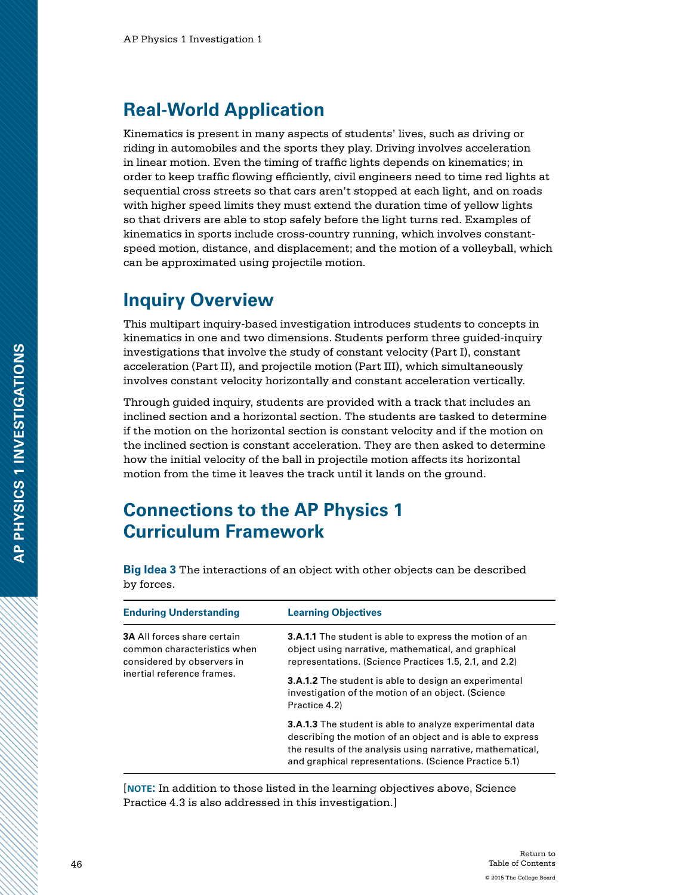## Real-World Application

Kinematics is present in many aspects of students' lives, such as driving or riding in automobiles and the sports they play. Driving involves acceleration in linear motion. Even the timing of traffic lights depends on kinematics; in order to keep traffic flowing efficiently, civil engineers need to time red lights at sequential cross streets so that cars aren't stopped at each light, and on roads with higher speed limits they must extend the duration time of yellow lights so that drivers are able to stop safely before the light turns red. Examples of kinematics in sports include cross-country running, which involves constant-speed motion, distance, and displacement; and the motion of a volleyball, which can be approximated using projectile motion.

## Inquiry Overview

This multipart inquiry-based investigation introduces students to concepts in kinematics in one and two dimensions. Students perform three guided-inquiry investigations that involve the study of constant velocity (Part I), constant acceleration (Part II), and projectile motion (Part III), which simultaneously involves constant velocity horizontally and constant acceleration vertically.

Through guided inquiry, students are provided with a track that includes an inclined section and a horizontal section. The students are tasked to determine if the motion on the horizontal section is constant velocity and if the motion on the inclined section is constant acceleration. They are then asked to determine how the initial velocity of the ball in projectile motion affects its horizontal motion from the time it leaves the track until it lands on the ground.

## Connections to the AP Physics 1 Curriculum Framework

**Big Idea 3** The interactions of an object with other objects can be described by forces.

| Enduring Understanding | Learning Objectives |
|---|---|
| **3A** All forces share certain common characteristics when considered by observers in inertial reference frames. | **3.A.1.1** The student is able to express the motion of an object using narrative, mathematical, and graphical representations. (Science Practices 1.5, 2.1, and 2.2) |
| | **3.A.1.2** The student is able to design an experimental investigation of the motion of an object. (Science Practice 4.2) |
| | **3.A.1.3** The student is able to analyze experimental data describing the motion of an object and is able to express the results of the analysis using narrative, mathematical, and graphical representations. (Science Practice 5.1) |

[**NOTE:** In addition to those listed in the learning objectives above, Science Practice 4.3 is also addressed in this investigation.]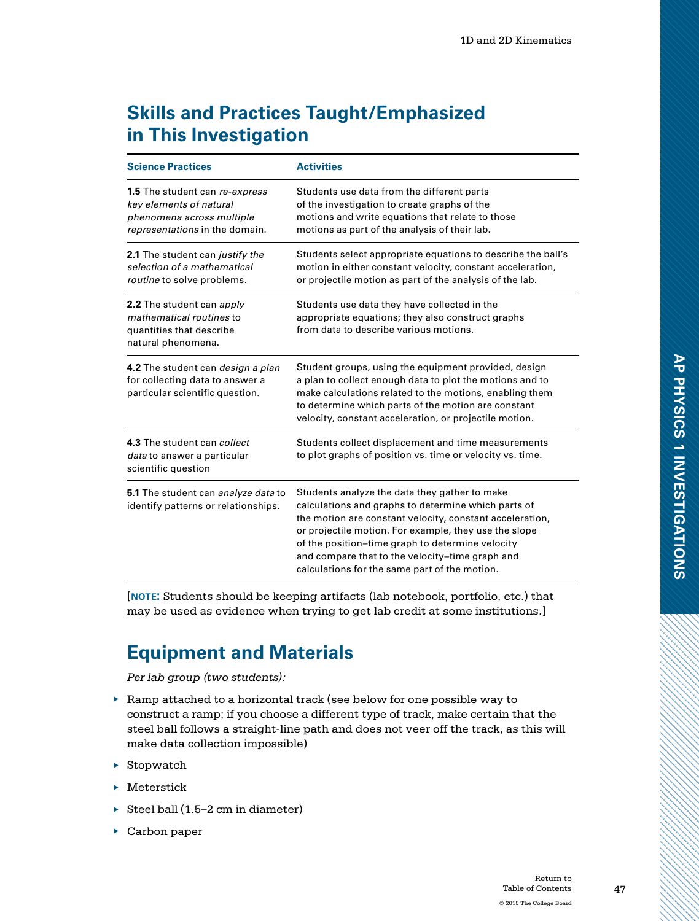## Skills and Practices Taught/Emphasized in This Investigation

| Science Practices | Activities |
|---|---|
| **1.5** The student can *re-express key elements of natural phenomena across multiple representations* in the domain. | Students use data from the different parts of the investigation to create graphs of the motions and write equations that relate to those motions as part of the analysis of their lab. |
| **2.1** The student can *justify the selection of a mathematical routine* to solve problems. | Students select appropriate equations to describe the ball's motion in either constant velocity, constant acceleration, or projectile motion as part of the analysis of the lab. |
| **2.2** The student can *apply mathematical routines* to quantities that describe natural phenomena. | Students use data they have collected in the appropriate equations; they also construct graphs from data to describe various motions. |
| **4.2** The student can *design a plan* for collecting data to answer a particular scientific question. | Student groups, using the equipment provided, design a plan to collect enough data to plot the motions and to make calculations related to the motions, enabling them to determine which parts of the motion are constant velocity, constant acceleration, or projectile motion. |
| **4.3** The student can *collect data* to answer a particular scientific question | Students collect displacement and time measurements to plot graphs of position vs. time or velocity vs. time. |
| **5.1** The student can *analyze data* to identify patterns or relationships. | Students analyze the data they gather to make calculations and graphs to determine which parts of the motion are constant velocity, constant acceleration, or projectile motion. For example, they use the slope of the position–time graph to determine velocity and compare that to the velocity–time graph and calculations for the same part of the motion. |

[**NOTE:** Students should be keeping artifacts (lab notebook, portfolio, etc.) that may be used as evidence when trying to get lab credit at some institutions.]

## Equipment and Materials

*Per lab group (two students):*

- Ramp attached to a horizontal track (see below for one possible way to construct a ramp; if you choose a different type of track, make certain that the steel ball follows a straight-line path and does not veer off the track, as this will make data collection impossible)
- Stopwatch
- Meterstick
- Steel ball (1.5–2 cm in diameter)
- Carbon paper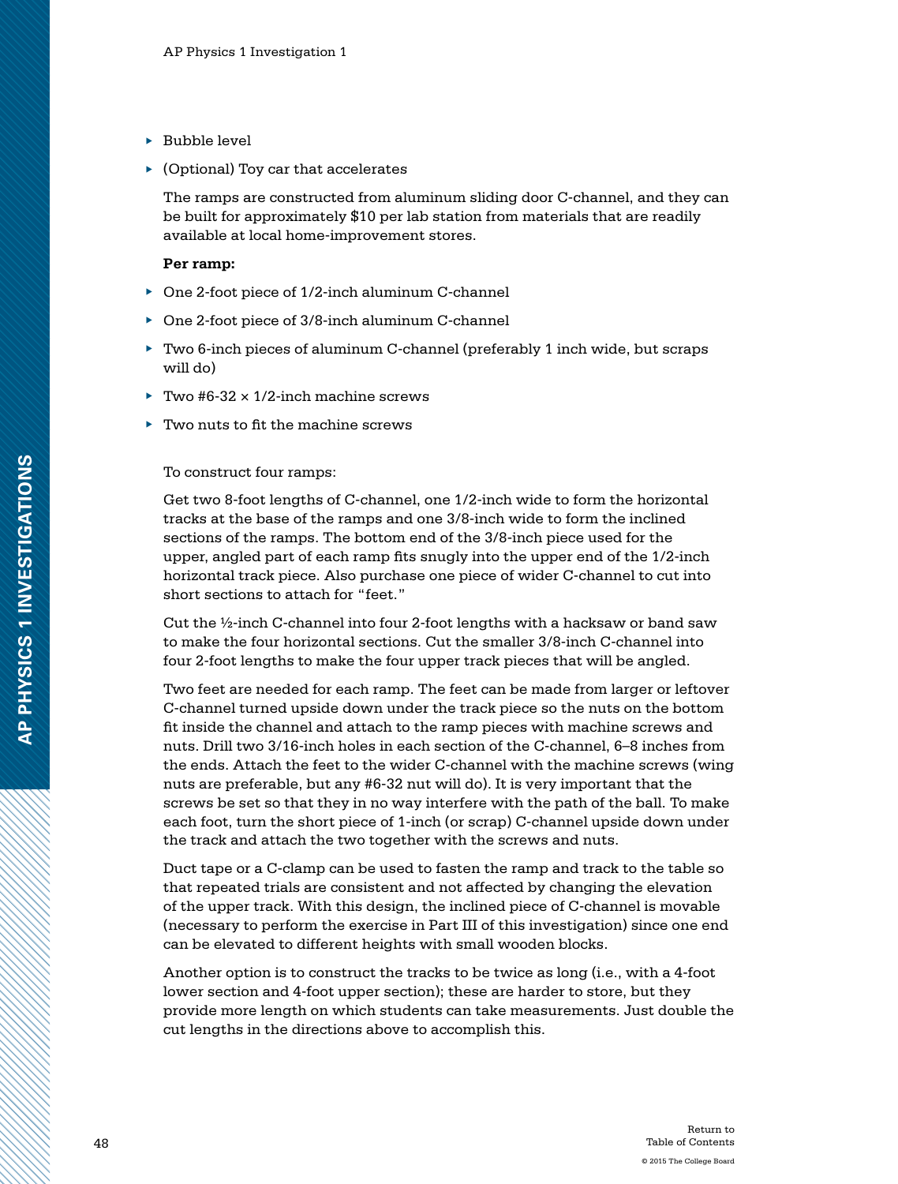- Bubble level
- (Optional) Toy car that accelerates

The ramps are constructed from aluminum sliding door C-channel, and they can be built for approximately $10 per lab station from materials that are readily available at local home-improvement stores.

**Per ramp:**

- One 2-foot piece of 1/2-inch aluminum C-channel
- One 2-foot piece of 3/8-inch aluminum C-channel
- Two 6-inch pieces of aluminum C-channel (preferably 1 inch wide, but scraps will do)
- Two #6-32 × 1/2-inch machine screws
- Two nuts to fit the machine screws

To construct four ramps:

Get two 8-foot lengths of C-channel, one 1/2-inch wide to form the horizontal tracks at the base of the ramps and one 3/8-inch wide to form the inclined sections of the ramps. The bottom end of the 3/8-inch piece used for the upper, angled part of each ramp fits snugly into the upper end of the 1/2-inch horizontal track piece. Also purchase one piece of wider C-channel to cut into short sections to attach for "feet."

Cut the ½-inch C-channel into four 2-foot lengths with a hacksaw or band saw to make the four horizontal sections. Cut the smaller 3/8-inch C-channel into four 2-foot lengths to make the four upper track pieces that will be angled.

Two feet are needed for each ramp. The feet can be made from larger or leftover C-channel turned upside down under the track piece so the nuts on the bottom fit inside the channel and attach to the ramp pieces with machine screws and nuts. Drill two 3/16-inch holes in each section of the C-channel, 6–8 inches from the ends. Attach the feet to the wider C-channel with the machine screws (wing nuts are preferable, but any #6-32 nut will do). It is very important that the screws be set so that they in no way interfere with the path of the ball. To make each foot, turn the short piece of 1-inch (or scrap) C-channel upside down under the track and attach the two together with the screws and nuts.

Duct tape or a C-clamp can be used to fasten the ramp and track to the table so that repeated trials are consistent and not affected by changing the elevation of the upper track. With this design, the inclined piece of C-channel is movable (necessary to perform the exercise in Part III of this investigation) since one end can be elevated to different heights with small wooden blocks.

Another option is to construct the tracks to be twice as long (i.e., with a 4-foot lower section and 4-foot upper section); these are harder to store, but they provide more length on which students can take measurements. Just double the cut lengths in the directions above to accomplish this.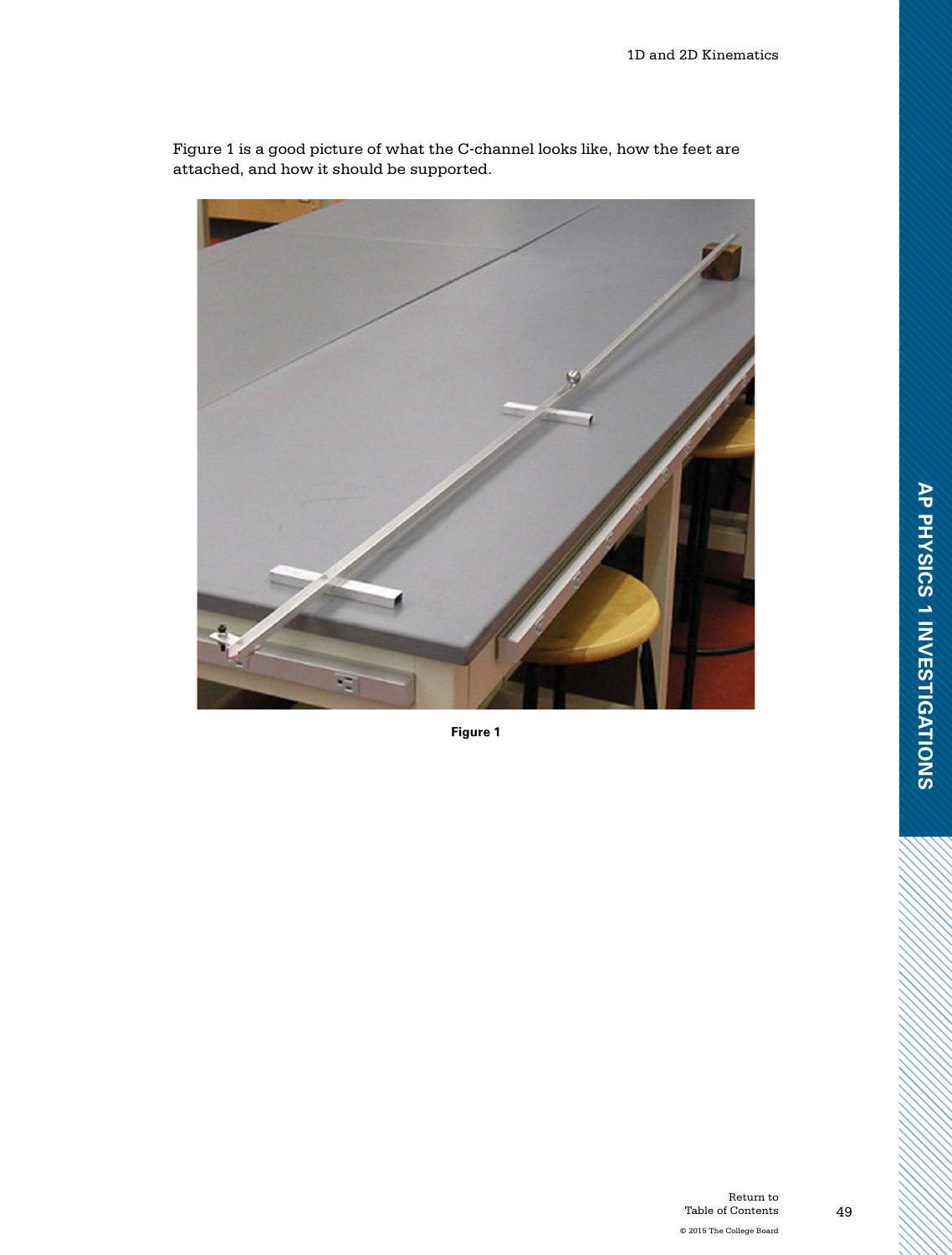Figure 1 is a good picture of what the C-channel looks like, how the feet are attached, and how it should be supported.

**Figure 1**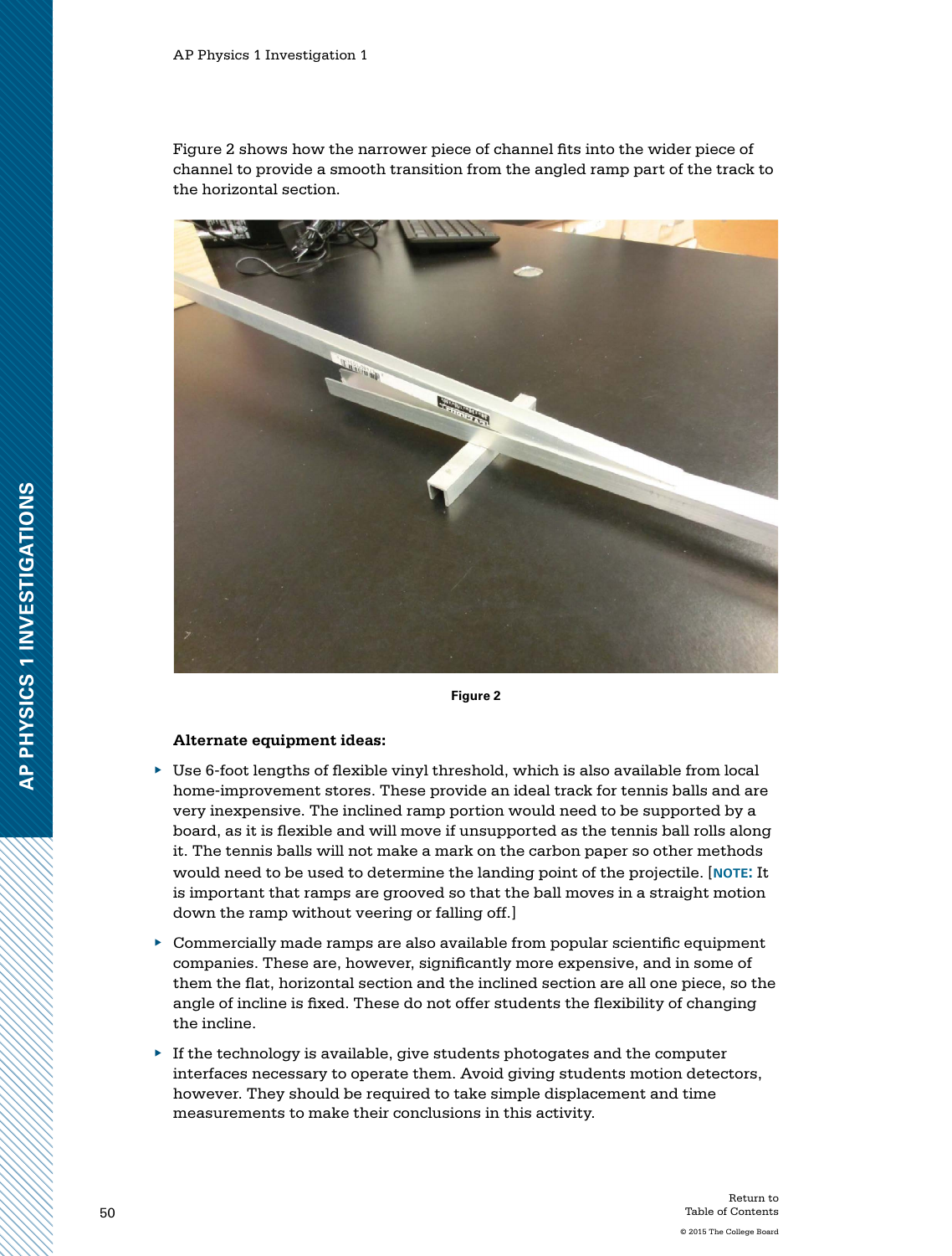Figure 2 shows how the narrower piece of channel fits into the wider piece of channel to provide a smooth transition from the angled ramp part of the track to the horizontal section.

Figure 2

**Alternate equipment ideas:**

- Use 6-foot lengths of flexible vinyl threshold, which is also available from local home-improvement stores. These provide an ideal track for tennis balls and are very inexpensive. The inclined ramp portion would need to be supported by a board, as it is flexible and will move if unsupported as the tennis ball rolls along it. The tennis balls will not make a mark on the carbon paper so other methods would need to be used to determine the landing point of the projectile. [**NOTE:** It is important that ramps are grooved so that the ball moves in a straight motion down the ramp without veering or falling off.]
- Commercially made ramps are also available from popular scientific equipment companies. These are, however, significantly more expensive, and in some of them the flat, horizontal section and the inclined section are all one piece, so the angle of incline is fixed. These do not offer students the flexibility of changing the incline.
- If the technology is available, give students photogates and the computer interfaces necessary to operate them. Avoid giving students motion detectors, however. They should be required to take simple displacement and time measurements to make their conclusions in this activity.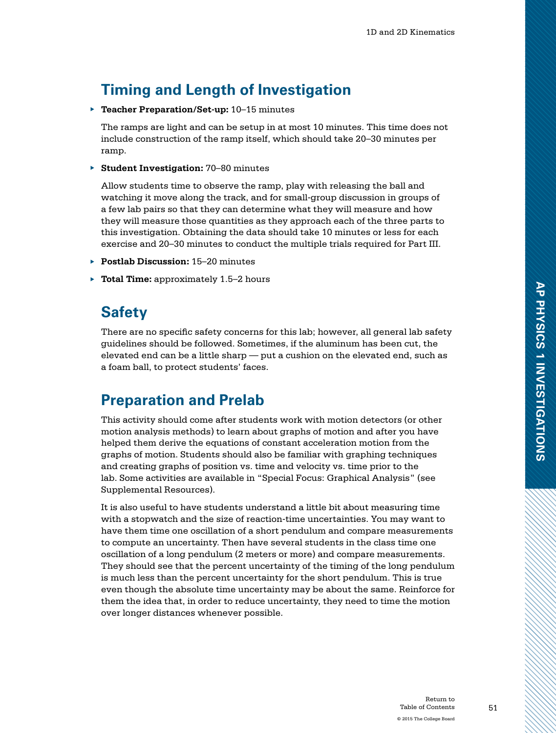## Timing and Length of Investigation

- **Teacher Preparation/Set-up:** 10–15 minutes

  The ramps are light and can be setup in at most 10 minutes. This time does not include construction of the ramp itself, which should take 20–30 minutes per ramp.

- **Student Investigation:** 70–80 minutes

  Allow students time to observe the ramp, play with releasing the ball and watching it move along the track, and for small-group discussion in groups of a few lab pairs so that they can determine what they will measure and how they will measure those quantities as they approach each of the three parts to this investigation. Obtaining the data should take 10 minutes or less for each exercise and 20–30 minutes to conduct the multiple trials required for Part III.

- **Postlab Discussion:** 15–20 minutes

- **Total Time:** approximately 1.5–2 hours

## Safety

There are no specific safety concerns for this lab; however, all general lab safety guidelines should be followed. Sometimes, if the aluminum has been cut, the elevated end can be a little sharp — put a cushion on the elevated end, such as a foam ball, to protect students' faces.

## Preparation and Prelab

This activity should come after students work with motion detectors (or other motion analysis methods) to learn about graphs of motion and after you have helped them derive the equations of constant acceleration motion from the graphs of motion. Students should also be familiar with graphing techniques and creating graphs of position vs. time and velocity vs. time prior to the lab. Some activities are available in "Special Focus: Graphical Analysis" (see Supplemental Resources).

It is also useful to have students understand a little bit about measuring time with a stopwatch and the size of reaction-time uncertainties. You may want to have them time one oscillation of a short pendulum and compare measurements to compute an uncertainty. Then have several students in the class time one oscillation of a long pendulum (2 meters or more) and compare measurements. They should see that the percent uncertainty of the timing of the long pendulum is much less than the percent uncertainty for the short pendulum. This is true even though the absolute time uncertainty may be about the same. Reinforce for them the idea that, in order to reduce uncertainty, they need to time the motion over longer distances whenever possible.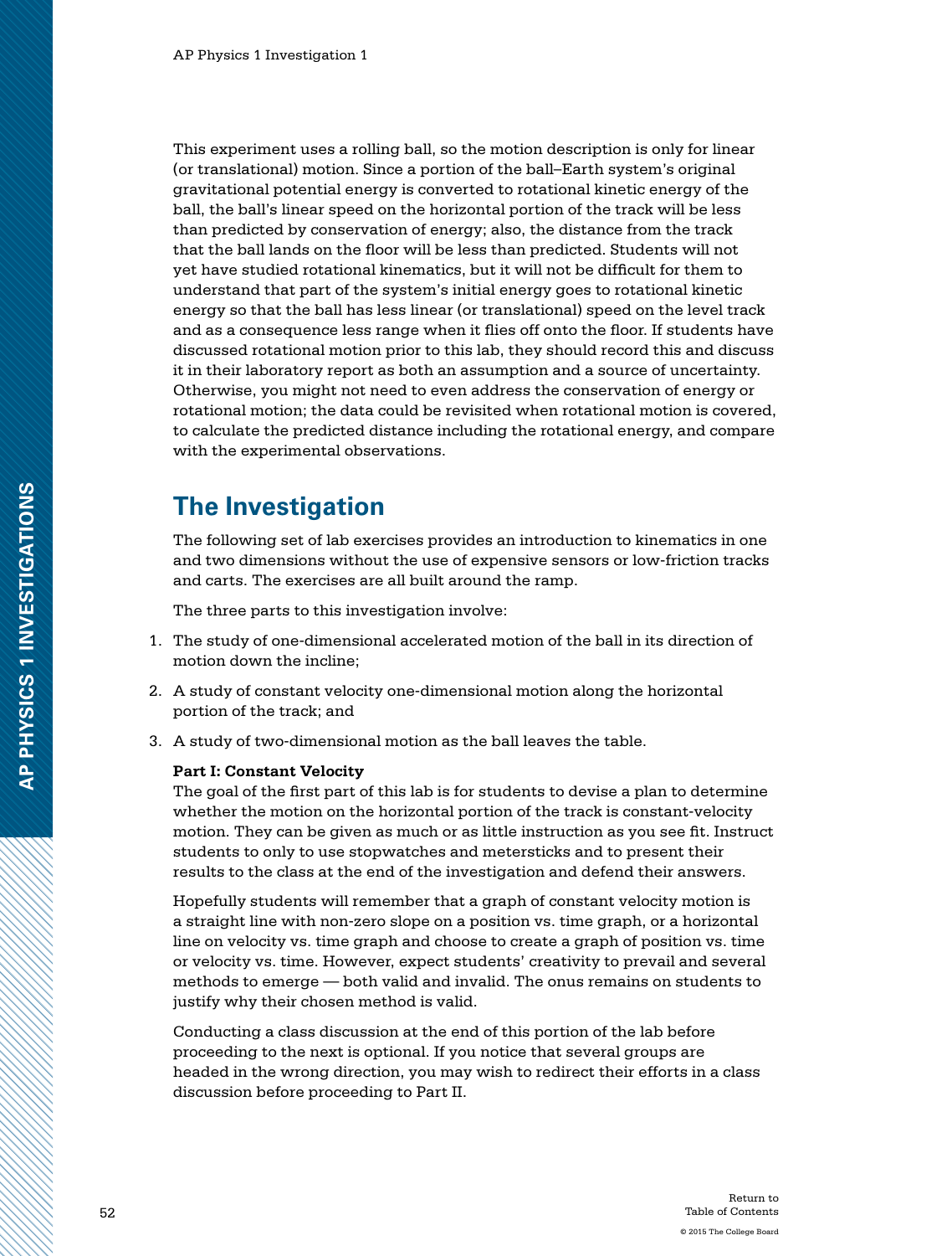This experiment uses a rolling ball, so the motion description is only for linear (or translational) motion. Since a portion of the ball–Earth system's original gravitational potential energy is converted to rotational kinetic energy of the ball, the ball's linear speed on the horizontal portion of the track will be less than predicted by conservation of energy; also, the distance from the track that the ball lands on the floor will be less than predicted. Students will not yet have studied rotational kinematics, but it will not be difficult for them to understand that part of the system's initial energy goes to rotational kinetic energy so that the ball has less linear (or translational) speed on the level track and as a consequence less range when it flies off onto the floor. If students have discussed rotational motion prior to this lab, they should record this and discuss it in their laboratory report as both an assumption and a source of uncertainty. Otherwise, you might not need to even address the conservation of energy or rotational motion; the data could be revisited when rotational motion is covered, to calculate the predicted distance including the rotational energy, and compare with the experimental observations.

## The Investigation

The following set of lab exercises provides an introduction to kinematics in one and two dimensions without the use of expensive sensors or low-friction tracks and carts. The exercises are all built around the ramp.

The three parts to this investigation involve:

1. The study of one-dimensional accelerated motion of the ball in its direction of motion down the incline;
2. A study of constant velocity one-dimensional motion along the horizontal portion of the track; and
3. A study of two-dimensional motion as the ball leaves the table.

**Part I: Constant Velocity**

The goal of the first part of this lab is for students to devise a plan to determine whether the motion on the horizontal portion of the track is constant-velocity motion. They can be given as much or as little instruction as you see fit. Instruct students to only to use stopwatches and metersticks and to present their results to the class at the end of the investigation and defend their answers.

Hopefully students will remember that a graph of constant velocity motion is a straight line with non-zero slope on a position vs. time graph, or a horizontal line on velocity vs. time graph and choose to create a graph of position vs. time or velocity vs. time. However, expect students' creativity to prevail and several methods to emerge — both valid and invalid. The onus remains on students to justify why their chosen method is valid.

Conducting a class discussion at the end of this portion of the lab before proceeding to the next is optional. If you notice that several groups are headed in the wrong direction, you may wish to redirect their efforts in a class discussion before proceeding to Part II.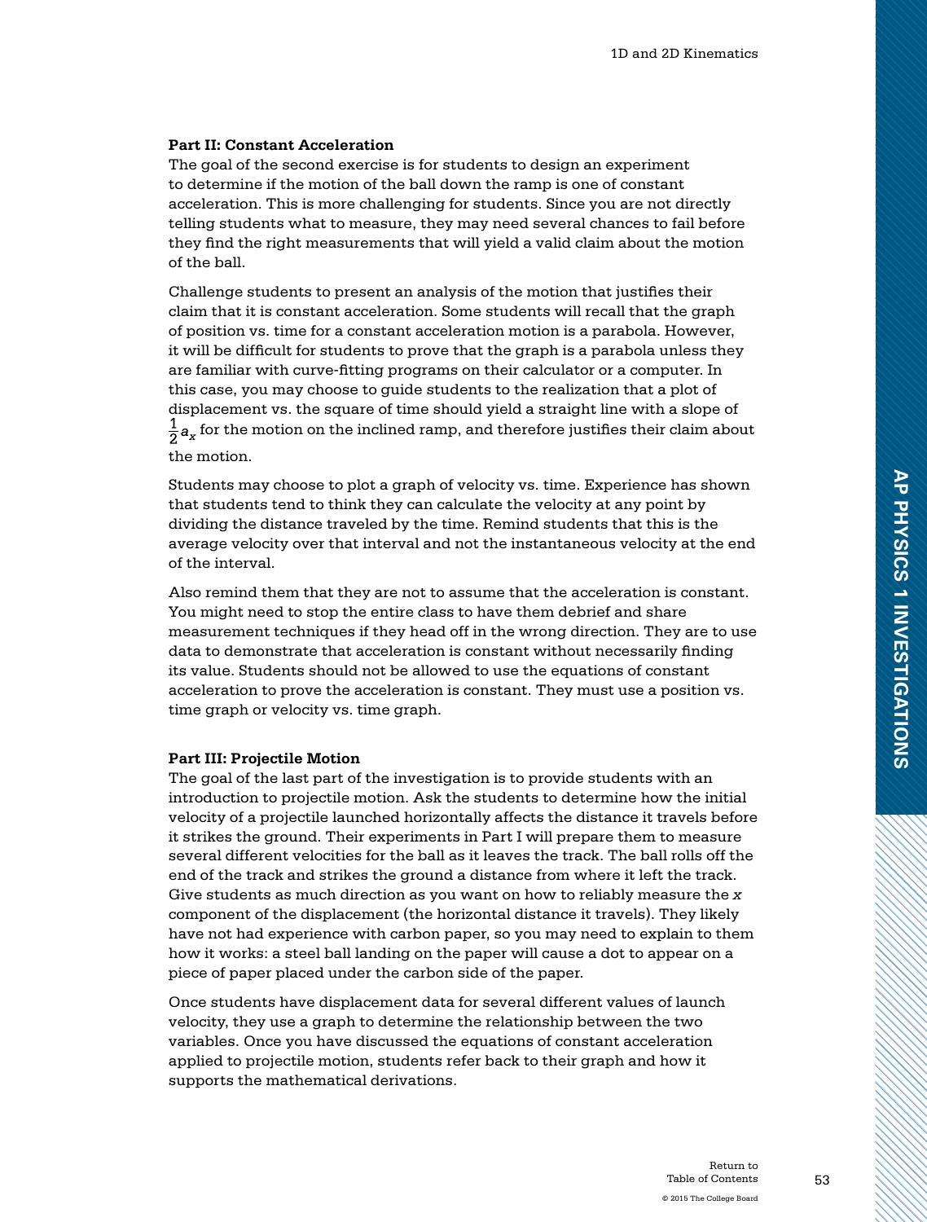**Part II: Constant Acceleration**

The goal of the second exercise is for students to design an experiment to determine if the motion of the ball down the ramp is one of constant acceleration. This is more challenging for students. Since you are not directly telling students what to measure, they may need several chances to fail before they find the right measurements that will yield a valid claim about the motion of the ball.

Challenge students to present an analysis of the motion that justifies their claim that it is constant acceleration. Some students will recall that the graph of position vs. time for a constant acceleration motion is a parabola. However, it will be difficult for students to prove that the graph is a parabola unless they are familiar with curve-fitting programs on their calculator or a computer. In this case, you may choose to guide students to the realization that a plot of displacement vs. the square of time should yield a straight line with a slope of $\frac{1}{2}a_x$ for the motion on the inclined ramp, and therefore justifies their claim about the motion.

Students may choose to plot a graph of velocity vs. time. Experience has shown that students tend to think they can calculate the velocity at any point by dividing the distance traveled by the time. Remind students that this is the average velocity over that interval and not the instantaneous velocity at the end of the interval.

Also remind them that they are not to assume that the acceleration is constant. You might need to stop the entire class to have them debrief and share measurement techniques if they head off in the wrong direction. They are to use data to demonstrate that acceleration is constant without necessarily finding its value. Students should not be allowed to use the equations of constant acceleration to prove the acceleration is constant. They must use a position vs. time graph or velocity vs. time graph.

**Part III: Projectile Motion**

The goal of the last part of the investigation is to provide students with an introduction to projectile motion. Ask the students to determine how the initial velocity of a projectile launched horizontally affects the distance it travels before it strikes the ground. Their experiments in Part I will prepare them to measure several different velocities for the ball as it leaves the track. The ball rolls off the end of the track and strikes the ground a distance from where it left the track. Give students as much direction as you want on how to reliably measure the $x$ component of the displacement (the horizontal distance it travels). They likely have not had experience with carbon paper, so you may need to explain to them how it works: a steel ball landing on the paper will cause a dot to appear on a piece of paper placed under the carbon side of the paper.

Once students have displacement data for several different values of launch velocity, they use a graph to determine the relationship between the two variables. Once you have discussed the equations of constant acceleration applied to projectile motion, students refer back to their graph and how it supports the mathematical derivations.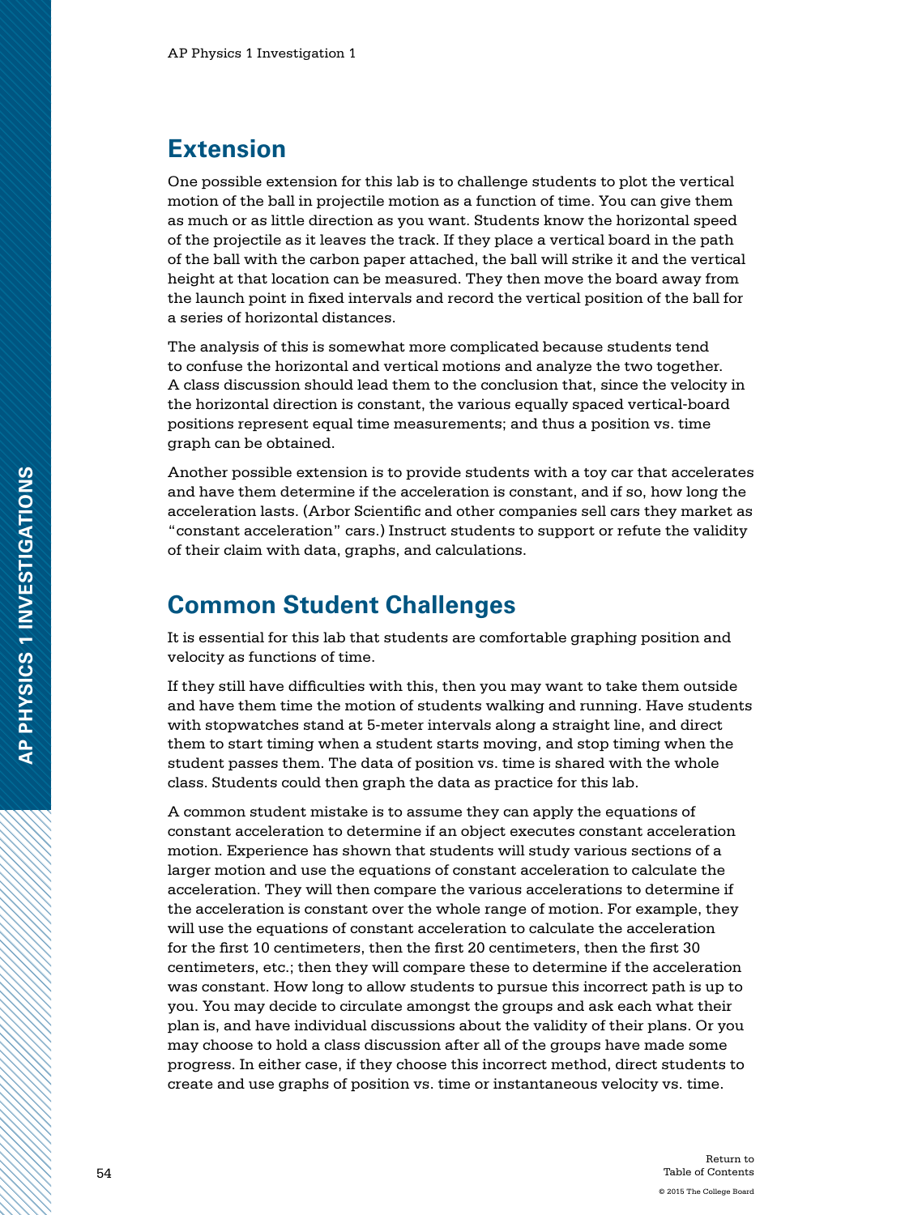## Extension

One possible extension for this lab is to challenge students to plot the vertical motion of the ball in projectile motion as a function of time. You can give them as much or as little direction as you want. Students know the horizontal speed of the projectile as it leaves the track. If they place a vertical board in the path of the ball with the carbon paper attached, the ball will strike it and the vertical height at that location can be measured. They then move the board away from the launch point in fixed intervals and record the vertical position of the ball for a series of horizontal distances.

The analysis of this is somewhat more complicated because students tend to confuse the horizontal and vertical motions and analyze the two together. A class discussion should lead them to the conclusion that, since the velocity in the horizontal direction is constant, the various equally spaced vertical-board positions represent equal time measurements; and thus a position vs. time graph can be obtained.

Another possible extension is to provide students with a toy car that accelerates and have them determine if the acceleration is constant, and if so, how long the acceleration lasts. (Arbor Scientific and other companies sell cars they market as "constant acceleration" cars.) Instruct students to support or refute the validity of their claim with data, graphs, and calculations.

## Common Student Challenges

It is essential for this lab that students are comfortable graphing position and velocity as functions of time.

If they still have difficulties with this, then you may want to take them outside and have them time the motion of students walking and running. Have students with stopwatches stand at 5-meter intervals along a straight line, and direct them to start timing when a student starts moving, and stop timing when the student passes them. The data of position vs. time is shared with the whole class. Students could then graph the data as practice for this lab.

A common student mistake is to assume they can apply the equations of constant acceleration to determine if an object executes constant acceleration motion. Experience has shown that students will study various sections of a larger motion and use the equations of constant acceleration to calculate the acceleration. They will then compare the various accelerations to determine if the acceleration is constant over the whole range of motion. For example, they will use the equations of constant acceleration to calculate the acceleration for the first 10 centimeters, then the first 20 centimeters, then the first 30 centimeters, etc.; then they will compare these to determine if the acceleration was constant. How long to allow students to pursue this incorrect path is up to you. You may decide to circulate amongst the groups and ask each what their plan is, and have individual discussions about the validity of their plans. Or you may choose to hold a class discussion after all of the groups have made some progress. In either case, if they choose this incorrect method, direct students to create and use graphs of position vs. time or instantaneous velocity vs. time.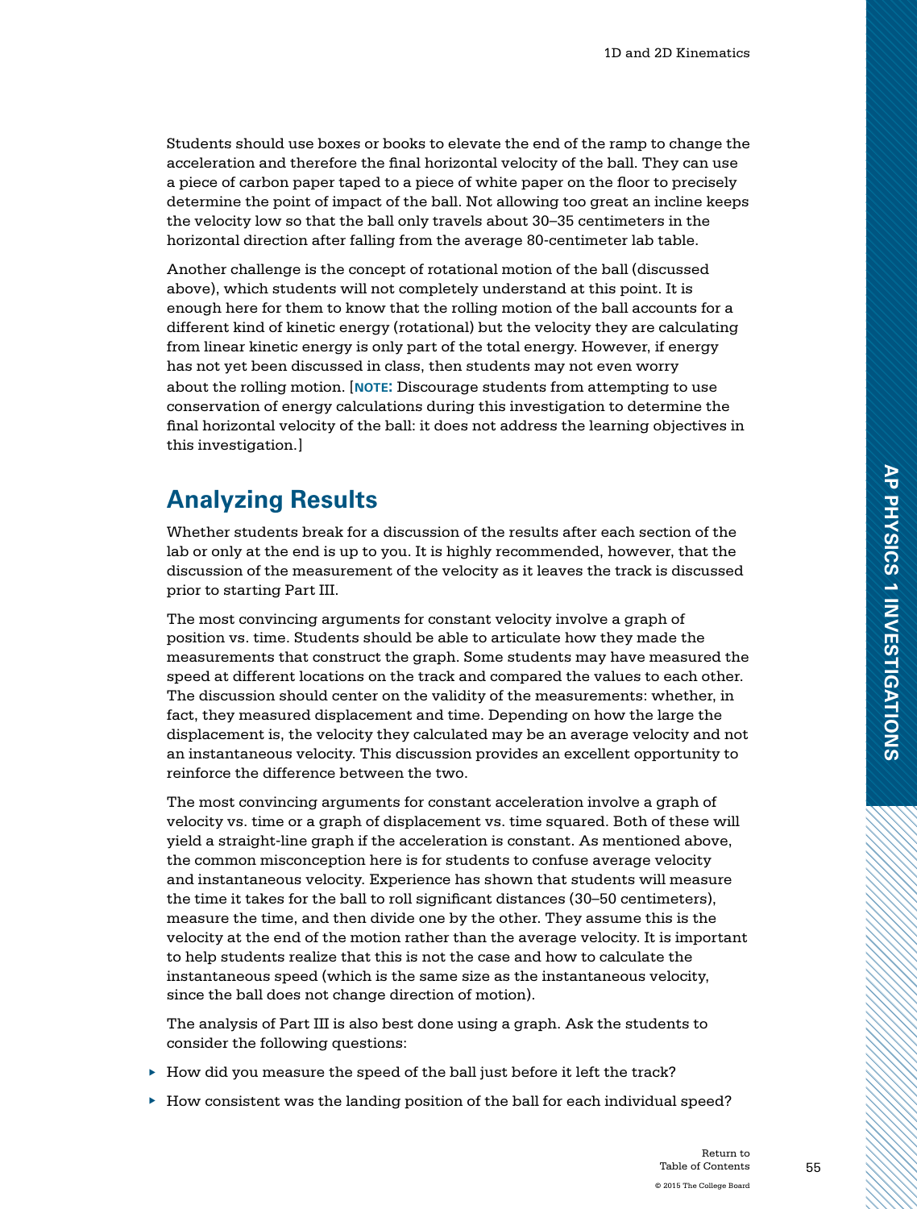Students should use boxes or books to elevate the end of the ramp to change the acceleration and therefore the final horizontal velocity of the ball. They can use a piece of carbon paper taped to a piece of white paper on the floor to precisely determine the point of impact of the ball. Not allowing too great an incline keeps the velocity low so that the ball only travels about 30–35 centimeters in the horizontal direction after falling from the average 80-centimeter lab table.

Another challenge is the concept of rotational motion of the ball (discussed above), which students will not completely understand at this point. It is enough here for them to know that the rolling motion of the ball accounts for a different kind of kinetic energy (rotational) but the velocity they are calculating from linear kinetic energy is only part of the total energy. However, if energy has not yet been discussed in class, then students may not even worry about the rolling motion. [**NOTE:** Discourage students from attempting to use conservation of energy calculations during this investigation to determine the final horizontal velocity of the ball: it does not address the learning objectives in this investigation.]

## Analyzing Results

Whether students break for a discussion of the results after each section of the lab or only at the end is up to you. It is highly recommended, however, that the discussion of the measurement of the velocity as it leaves the track is discussed prior to starting Part III.

The most convincing arguments for constant velocity involve a graph of position vs. time. Students should be able to articulate how they made the measurements that construct the graph. Some students may have measured the speed at different locations on the track and compared the values to each other. The discussion should center on the validity of the measurements: whether, in fact, they measured displacement and time. Depending on how the large the displacement is, the velocity they calculated may be an average velocity and not an instantaneous velocity. This discussion provides an excellent opportunity to reinforce the difference between the two.

The most convincing arguments for constant acceleration involve a graph of velocity vs. time or a graph of displacement vs. time squared. Both of these will yield a straight-line graph if the acceleration is constant. As mentioned above, the common misconception here is for students to confuse average velocity and instantaneous velocity. Experience has shown that students will measure the time it takes for the ball to roll significant distances (30–50 centimeters), measure the time, and then divide one by the other. They assume this is the velocity at the end of the motion rather than the average velocity. It is important to help students realize that this is not the case and how to calculate the instantaneous speed (which is the same size as the instantaneous velocity, since the ball does not change direction of motion).

The analysis of Part III is also best done using a graph. Ask the students to consider the following questions:

- How did you measure the speed of the ball just before it left the track?
- How consistent was the landing position of the ball for each individual speed?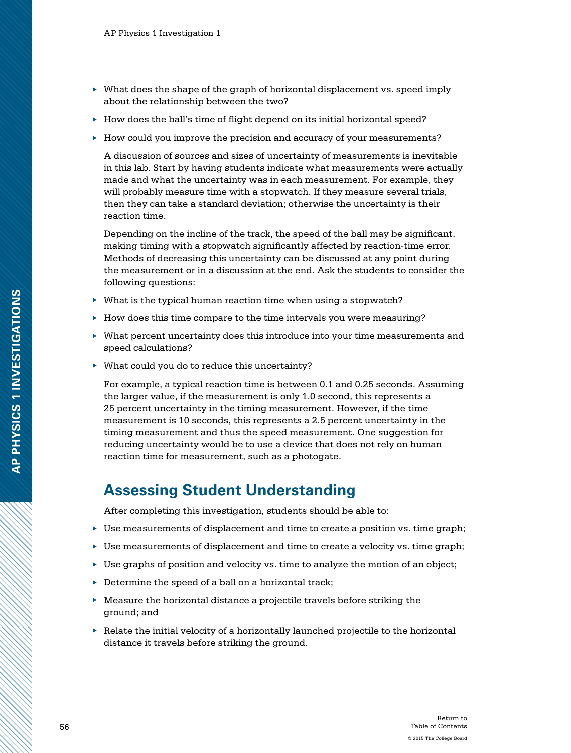- What does the shape of the graph of horizontal displacement vs. speed imply about the relationship between the two?
- How does the ball's time of flight depend on its initial horizontal speed?
- How could you improve the precision and accuracy of your measurements?

A discussion of sources and sizes of uncertainty of measurements is inevitable in this lab. Start by having students indicate what measurements were actually made and what the uncertainty was in each measurement. For example, they will probably measure time with a stopwatch. If they measure several trials, then they can take a standard deviation; otherwise the uncertainty is their reaction time.

Depending on the incline of the track, the speed of the ball may be significant, making timing with a stopwatch significantly affected by reaction-time error. Methods of decreasing this uncertainty can be discussed at any point during the measurement or in a discussion at the end. Ask the students to consider the following questions:

- What is the typical human reaction time when using a stopwatch?
- How does this time compare to the time intervals you were measuring?
- What percent uncertainty does this introduce into your time measurements and speed calculations?
- What could you do to reduce this uncertainty?

For example, a typical reaction time is between 0.1 and 0.25 seconds. Assuming the larger value, if the measurement is only 1.0 second, this represents a 25 percent uncertainty in the timing measurement. However, if the time measurement is 10 seconds, this represents a 2.5 percent uncertainty in the timing measurement and thus the speed measurement. One suggestion for reducing uncertainty would be to use a device that does not rely on human reaction time for measurement, such as a photogate.

## Assessing Student Understanding

After completing this investigation, students should be able to:

- Use measurements of displacement and time to create a position vs. time graph;
- Use measurements of displacement and time to create a velocity vs. time graph;
- Use graphs of position and velocity vs. time to analyze the motion of an object;
- Determine the speed of a ball on a horizontal track;
- Measure the horizontal distance a projectile travels before striking the ground; and
- Relate the initial velocity of a horizontally launched projectile to the horizontal distance it travels before striking the ground.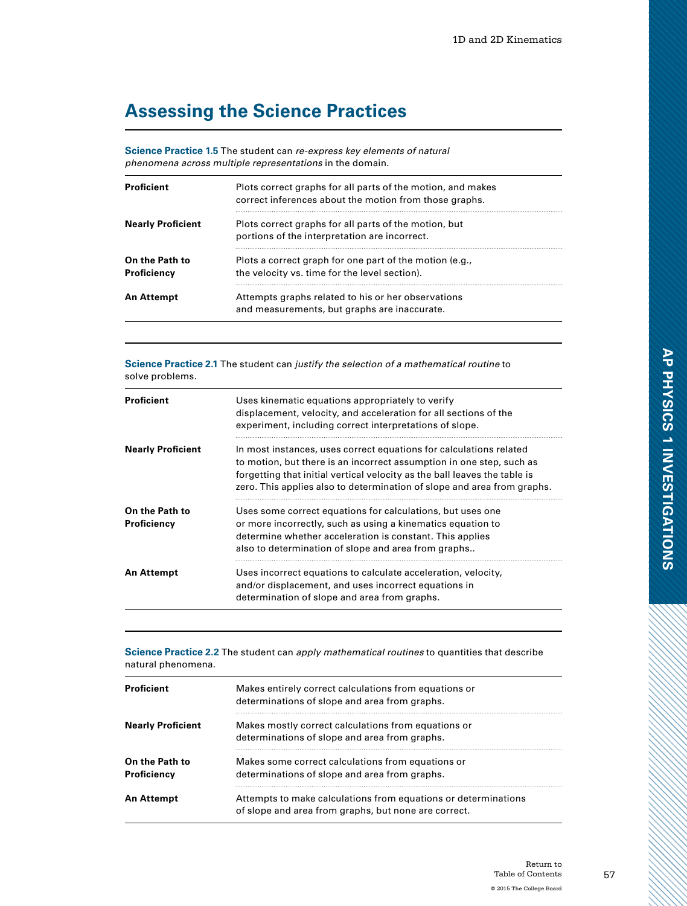## Assessing the Science Practices

**Science Practice 1.5** The student can *re-express key elements of natural phenomena across multiple representations* in the domain.

| | |
|---|---|
| **Proficient** | Plots correct graphs for all parts of the motion, and makes correct inferences about the motion from those graphs. |
| **Nearly Proficient** | Plots correct graphs for all parts of the motion, but portions of the interpretation are incorrect. |
| **On the Path to Proficiency** | Plots a correct graph for one part of the motion (e.g., the velocity vs. time for the level section). |
| **An Attempt** | Attempts graphs related to his or her observations and measurements, but graphs are inaccurate. |

**Science Practice 2.1** The student can *justify the selection of a mathematical routine* to solve problems.

| | |
|---|---|
| **Proficient** | Uses kinematic equations appropriately to verify displacement, velocity, and acceleration for all sections of the experiment, including correct interpretations of slope. |
| **Nearly Proficient** | In most instances, uses correct equations for calculations related to motion, but there is an incorrect assumption in one step, such as forgetting that initial vertical velocity as the ball leaves the table is zero. This applies also to determination of slope and area from graphs. |
| **On the Path to Proficiency** | Uses some correct equations for calculations, but uses one or more incorrectly, such as using a kinematics equation to determine whether acceleration is constant. This applies also to determination of slope and area from graphs.. |
| **An Attempt** | Uses incorrect equations to calculate acceleration, velocity, and/or displacement, and uses incorrect equations in determination of slope and area from graphs. |

**Science Practice 2.2** The student can *apply mathematical routines* to quantities that describe natural phenomena.

| | |
|---|---|
| **Proficient** | Makes entirely correct calculations from equations or determinations of slope and area from graphs. |
| **Nearly Proficient** | Makes mostly correct calculations from equations or determinations of slope and area from graphs. |
| **On the Path to Proficiency** | Makes some correct calculations from equations or determinations of slope and area from graphs. |
| **An Attempt** | Attempts to make calculations from equations or determinations of slope and area from graphs, but none are correct. |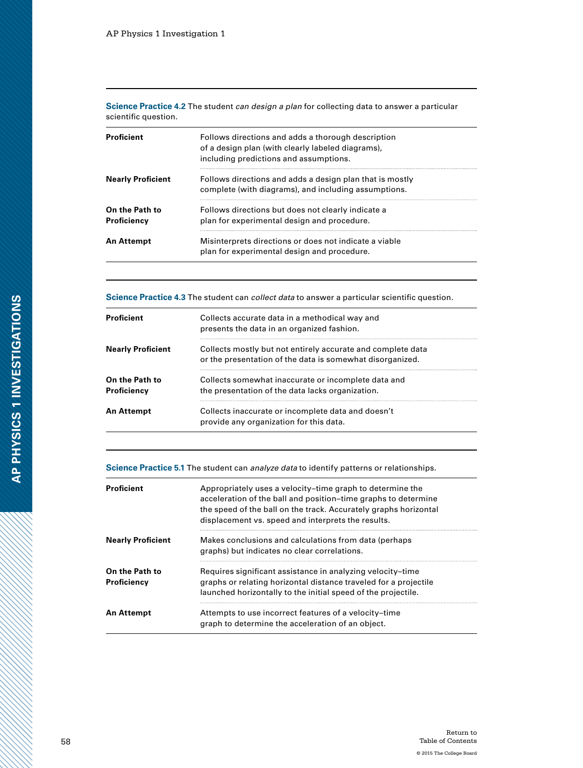**Science Practice 4.2** The student *can design a plan* for collecting data to answer a particular scientific question.

| | |
|---|---|
| **Proficient** | Follows directions and adds a thorough description of a design plan (with clearly labeled diagrams), including predictions and assumptions. |
| **Nearly Proficient** | Follows directions and adds a design plan that is mostly complete (with diagrams), and including assumptions. |
| **On the Path to Proficiency** | Follows directions but does not clearly indicate a plan for experimental design and procedure. |
| **An Attempt** | Misinterprets directions or does not indicate a viable plan for experimental design and procedure. |

**Science Practice 4.3** The student can *collect data* to answer a particular scientific question.

| | |
|---|---|
| **Proficient** | Collects accurate data in a methodical way and presents the data in an organized fashion. |
| **Nearly Proficient** | Collects mostly but not entirely accurate and complete data or the presentation of the data is somewhat disorganized. |
| **On the Path to Proficiency** | Collects somewhat inaccurate or incomplete data and the presentation of the data lacks organization. |
| **An Attempt** | Collects inaccurate or incomplete data and doesn't provide any organization for this data. |

**Science Practice 5.1** The student can *analyze data* to identify patterns or relationships.

| | |
|---|---|
| **Proficient** | Appropriately uses a velocity–time graph to determine the acceleration of the ball and position–time graphs to determine the speed of the ball on the track. Accurately graphs horizontal displacement vs. speed and interprets the results. |
| **Nearly Proficient** | Makes conclusions and calculations from data (perhaps graphs) but indicates no clear correlations. |
| **On the Path to Proficiency** | Requires significant assistance in analyzing velocity–time graphs or relating horizontal distance traveled for a projectile launched horizontally to the initial speed of the projectile. |
| **An Attempt** | Attempts to use incorrect features of a velocity–time graph to determine the acceleration of an object. |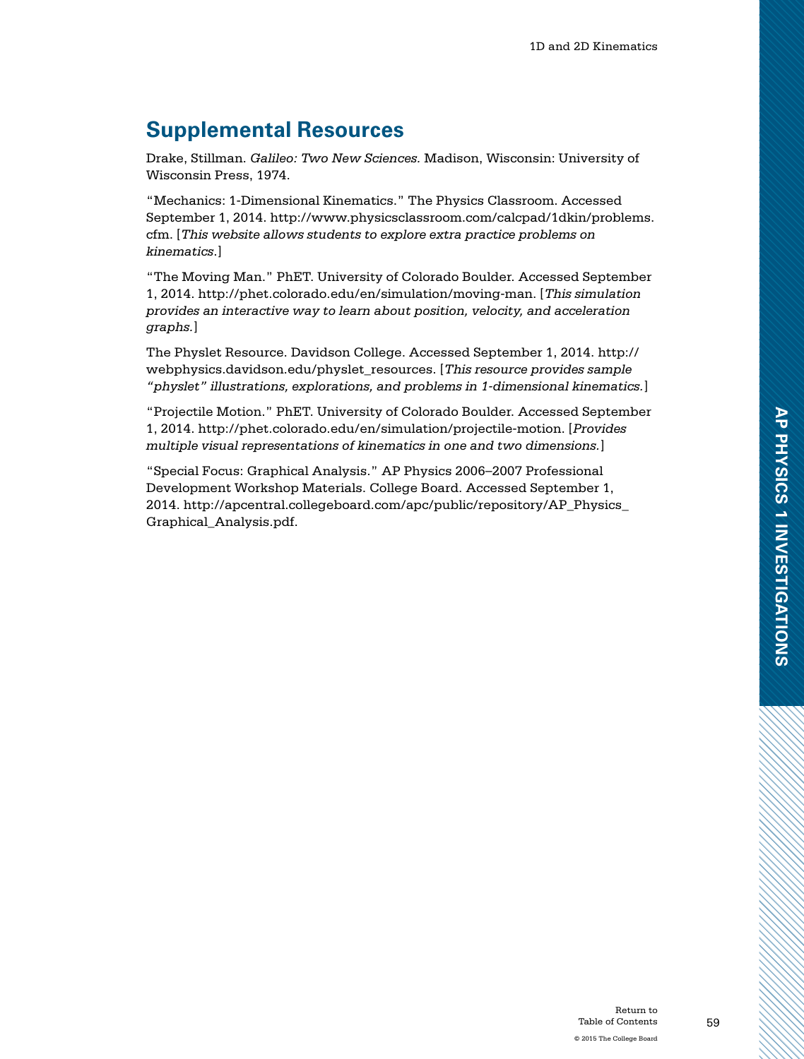## Supplemental Resources

Drake, Stillman. *Galileo: Two New Sciences.* Madison, Wisconsin: University of Wisconsin Press, 1974.

"Mechanics: 1-Dimensional Kinematics." The Physics Classroom. Accessed September 1, 2014. http://www.physicsclassroom.com/calcpad/1dkin/problems.cfm. [*This website allows students to explore extra practice problems on kinematics.*]

"The Moving Man." PhET. University of Colorado Boulder. Accessed September 1, 2014. http://phet.colorado.edu/en/simulation/moving-man. [*This simulation provides an interactive way to learn about position, velocity, and acceleration graphs.*]

The Physlet Resource. Davidson College. Accessed September 1, 2014. http://webphysics.davidson.edu/physlet_resources. [*This resource provides sample "physlet" illustrations, explorations, and problems in 1-dimensional kinematics.*]

"Projectile Motion." PhET. University of Colorado Boulder. Accessed September 1, 2014. http://phet.colorado.edu/en/simulation/projectile-motion. [*Provides multiple visual representations of kinematics in one and two dimensions.*]

"Special Focus: Graphical Analysis." AP Physics 2006–2007 Professional Development Workshop Materials. College Board. Accessed September 1, 2014. http://apcentral.collegeboard.com/apc/public/repository/AP_Physics_Graphical_Analysis.pdf.